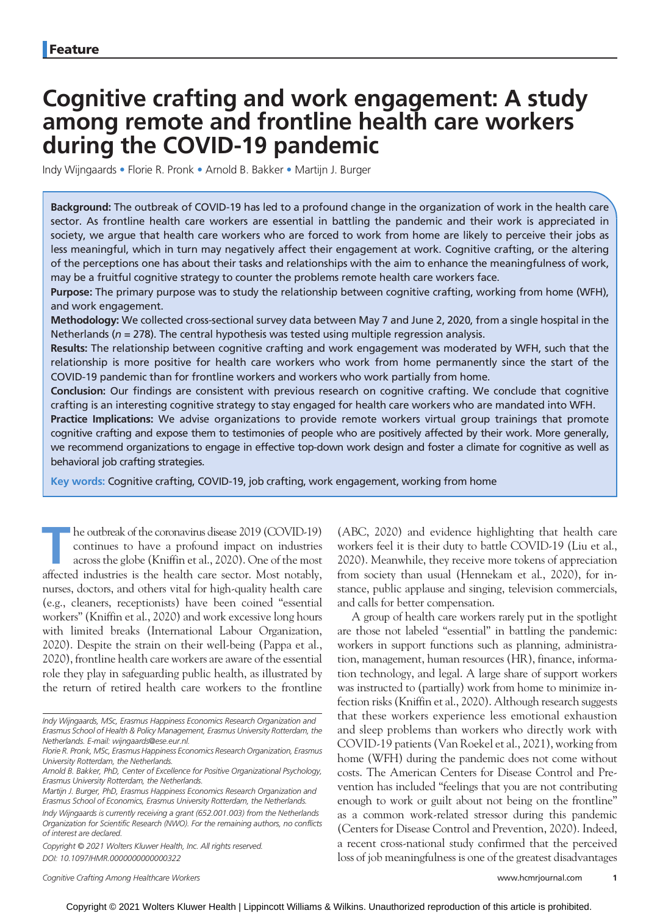Feature

# Cognitive crafting and work engagement: A study among remote and frontline health care workers during the COVID-19 pandemic

Indy Wijngaards • Florie R. Pronk • Arnold B. Bakker • Martijn J. Burger

**Background:** The outbreak of COVID-19 has led to a profound change in the organization of work in the health care sector. As frontline health care workers are essential in battling the pandemic and their work is appreciated in society, we argue that health care workers who are forced to work from home are likely to perceive their jobs as less meaningful, which in turn may negatively affect their engagement at work. Cognitive crafting, or the altering of the perceptions one has about their tasks and relationships with the aim to enhance the meaningfulness of work, may be a fruitful cognitive strategy to counter the problems remote health care workers face.

**Purpose:** The primary purpose was to study the relationship between cognitive crafting, working from home (WFH), and work engagement.

**Methodology:** We collected cross-sectional survey data between May 7 and June 2, 2020, from a single hospital in the Netherlands ($n$ = 278). The central hypothesis was tested using multiple regression analysis.

**Results:** The relationship between cognitive crafting and work engagement was moderated by WFH, such that the relationship is more positive for health care workers who work from home permanently since the start of the COVID-19 pandemic than for frontline workers and workers who work partially from home.

**Conclusion:** Our findings are consistent with previous research on cognitive crafting. We conclude that cognitive crafting is an interesting cognitive strategy to stay engaged for health care workers who are mandated into WFH.

**Practice Implications:** We advise organizations to provide remote workers virtual group trainings that promote cognitive crafting and expose them to testimonies of people who are positively affected by their work. More generally, we recommend organizations to engage in effective top-down work design and foster a climate for cognitive as well as behavioral job crafting strategies.

**Key words:** Cognitive crafting, COVID-19, job crafting, work engagement, working from home

The outbreak of the coronavirus disease 2019 (COVID-19) continues to have a profound impact on industries across the globe (Kniffin et al., 2020). One of the most affected industries is the health care sector. Most notably, nurses, doctors, and others vital for high-quality health care (e.g., cleaners, receptionists) have been coined "essential workers" (Kniffin et al., 2020) and work excessive long hours with limited breaks (International Labour Organization, 2020). Despite the strain on their well-being (Pappa et al., 2020), frontline health care workers are aware of the essential role they play in safeguarding public health, as illustrated by the return of retired health care workers to the frontline (ABC, 2020) and evidence highlighting that health care workers feel it is their duty to battle COVID-19 (Liu et al., 2020). Meanwhile, they receive more tokens of appreciation from society than usual (Hennekam et al., 2020), for instance, public applause and singing, television commercials, and calls for better compensation.

A group of health care workers rarely put in the spotlight are those not labeled "essential" in battling the pandemic: workers in support functions such as planning, administration, management, human resources (HR), finance, information technology, and legal. A large share of support workers was instructed to (partially) work from home to minimize infection risks (Kniffin et al., 2020). Although research suggests that these workers experience less emotional exhaustion and sleep problems than workers who directly work with COVID-19 patients (Van Roekel et al., 2021), working from home (WFH) during the pandemic does not come without costs. The American Centers for Disease Control and Prevention has included "feelings that you are not contributing enough to work or guilt about not being on the frontline" as a common work-related stressor during this pandemic (Centers for Disease Control and Prevention, 2020). Indeed, a recent cross-national study confirmed that the perceived loss of job meaningfulness is one of the greatest disadvantages

Indy Wijngaards, MSc, Erasmus Happiness Economics Research Organization and Erasmus School of Health & Policy Management, Erasmus University Rotterdam, the Netherlands. E-mail: wijngaards@ese.eur.nl.

Florie R. Pronk, MSc, Erasmus Happiness Economics Research Organization, Erasmus University Rotterdam, the Netherlands.

Arnold B. Bakker, PhD, Center of Excellence for Positive Organizational Psychology, Erasmus University Rotterdam, the Netherlands.

Martijn J. Burger, PhD, Erasmus Happiness Economics Research Organization and Erasmus School of Economics, Erasmus University Rotterdam, the Netherlands.

Indy Wijngaards is currently receiving a grant (652.001.003) from the Netherlands Organization for Scientific Research (NWO). For the remaining authors, no conflicts of interest are declared.

Copyright © 2021 Wolters Kluwer Health, Inc. All rights reserved.

DOI: 10.1097/HMR.0000000000000322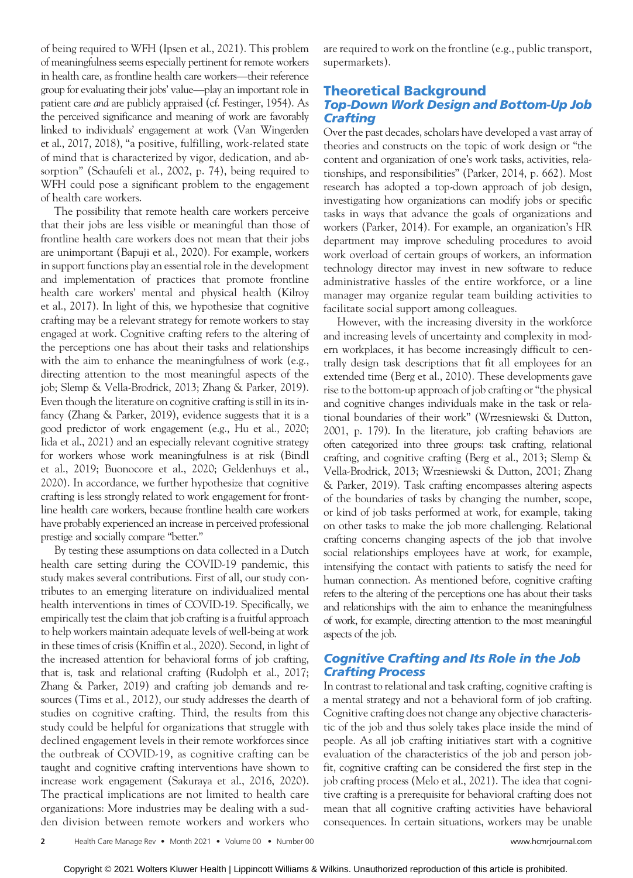of being required to WFH (Ipsen et al., 2021). This problem of meaningfulness seems especially pertinent for remote workers in health care, as frontline health care workers—their reference group for evaluating their jobs' value—play an important role in patient care *and* are publicly appraised (cf. Festinger, 1954). As the perceived significance and meaning of work are favorably linked to individuals' engagement at work (Van Wingerden et al., 2017, 2018), "a positive, fulfilling, work-related state of mind that is characterized by vigor, dedication, and absorption" (Schaufeli et al., 2002, p. 74), being required to WFH could pose a significant problem to the engagement of health care workers.

The possibility that remote health care workers perceive that their jobs are less visible or meaningful than those of frontline health care workers does not mean that their jobs are unimportant (Bapuji et al., 2020). For example, workers in support functions play an essential role in the development and implementation of practices that promote frontline health care workers' mental and physical health (Kilroy et al., 2017). In light of this, we hypothesize that cognitive crafting may be a relevant strategy for remote workers to stay engaged at work. Cognitive crafting refers to the altering of the perceptions one has about their tasks and relationships with the aim to enhance the meaningfulness of work (e.g., directing attention to the most meaningful aspects of the job; Slemp & Vella-Brodrick, 2013; Zhang & Parker, 2019). Even though the literature on cognitive crafting is still in its infancy (Zhang & Parker, 2019), evidence suggests that it is a good predictor of work engagement (e.g., Hu et al., 2020; Iida et al., 2021) and an especially relevant cognitive strategy for workers whose work meaningfulness is at risk (Bindl et al., 2019; Buonocore et al., 2020; Geldenhuys et al., 2020). In accordance, we further hypothesize that cognitive crafting is less strongly related to work engagement for frontline health care workers, because frontline health care workers have probably experienced an increase in perceived professional prestige and socially compare "better."

By testing these assumptions on data collected in a Dutch health care setting during the COVID-19 pandemic, this study makes several contributions. First of all, our study contributes to an emerging literature on individualized mental health interventions in times of COVID-19. Specifically, we empirically test the claim that job crafting is a fruitful approach to help workers maintain adequate levels of well-being at work in these times of crisis (Kniffin et al., 2020). Second, in light of the increased attention for behavioral forms of job crafting, that is, task and relational crafting (Rudolph et al., 2017; Zhang & Parker, 2019) and crafting job demands and resources (Tims et al., 2012), our study addresses the dearth of studies on cognitive crafting. Third, the results from this study could be helpful for organizations that struggle with declined engagement levels in their remote workforces since the outbreak of COVID-19, as cognitive crafting can be taught and cognitive crafting interventions have shown to increase work engagement (Sakuraya et al., 2016, 2020). The practical implications are not limited to health care organizations: More industries may be dealing with a sudden division between remote workers and workers who are required to work on the frontline (e.g., public transport, supermarkets).

## Theoretical Background

### Top-Down Work Design and Bottom-Up Job Crafting

Over the past decades, scholars have developed a vast array of theories and constructs on the topic of work design or "the content and organization of one's work tasks, activities, relationships, and responsibilities" (Parker, 2014, p. 662). Most research has adopted a top-down approach of job design, investigating how organizations can modify jobs or specific tasks in ways that advance the goals of organizations and workers (Parker, 2014). For example, an organization's HR department may improve scheduling procedures to avoid work overload of certain groups of workers, an information technology director may invest in new software to reduce administrative hassles of the entire workforce, or a line manager may organize regular team building activities to facilitate social support among colleagues.

However, with the increasing diversity in the workforce and increasing levels of uncertainty and complexity in modern workplaces, it has become increasingly difficult to centrally design task descriptions that fit all employees for an extended time (Berg et al., 2010). These developments gave rise to the bottom-up approach of job crafting or "the physical and cognitive changes individuals make in the task or relational boundaries of their work" (Wrzesniewski & Dutton, 2001, p. 179). In the literature, job crafting behaviors are often categorized into three groups: task crafting, relational crafting, and cognitive crafting (Berg et al., 2013; Slemp & Vella-Brodrick, 2013; Wrzesniewski & Dutton, 2001; Zhang & Parker, 2019). Task crafting encompasses altering aspects of the boundaries of tasks by changing the number, scope, or kind of job tasks performed at work, for example, taking on other tasks to make the job more challenging. Relational crafting concerns changing aspects of the job that involve social relationships employees have at work, for example, intensifying the contact with patients to satisfy the need for human connection. As mentioned before, cognitive crafting refers to the altering of the perceptions one has about their tasks and relationships with the aim to enhance the meaningfulness of work, for example, directing attention to the most meaningful aspects of the job.

### Cognitive Crafting and Its Role in the Job Crafting Process

In contrast to relational and task crafting, cognitive crafting is a mental strategy and not a behavioral form of job crafting. Cognitive crafting does not change any objective characteristic of the job and thus solely takes place inside the mind of people. As all job crafting initiatives start with a cognitive evaluation of the characteristics of the job and person job-fit, cognitive crafting can be considered the first step in the job crafting process (Melo et al., 2021). The idea that cognitive crafting is a prerequisite for behavioral crafting does not mean that all cognitive crafting activities have behavioral consequences. In certain situations, workers may be unable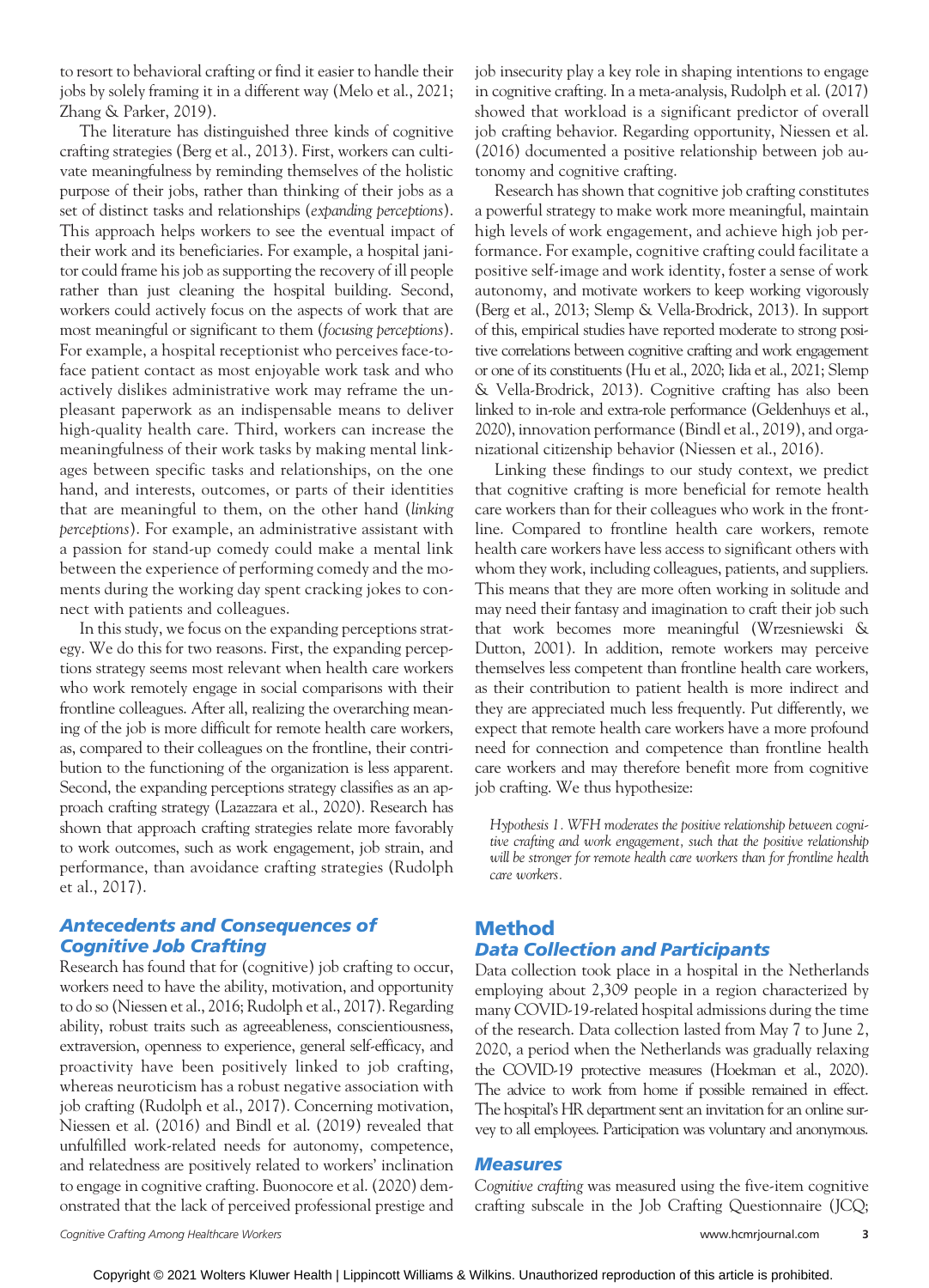to resort to behavioral crafting or find it easier to handle their jobs by solely framing it in a different way (Melo et al., 2021; Zhang & Parker, 2019).

The literature has distinguished three kinds of cognitive crafting strategies (Berg et al., 2013). First, workers can cultivate meaningfulness by reminding themselves of the holistic purpose of their jobs, rather than thinking of their jobs as a set of distinct tasks and relationships (*expanding perceptions*). This approach helps workers to see the eventual impact of their work and its beneficiaries. For example, a hospital janitor could frame his job as supporting the recovery of ill people rather than just cleaning the hospital building. Second, workers could actively focus on the aspects of work that are most meaningful or significant to them (*focusing perceptions*). For example, a hospital receptionist who perceives face-to-face patient contact as most enjoyable work task and who actively dislikes administrative work may reframe the unpleasant paperwork as an indispensable means to deliver high-quality health care. Third, workers can increase the meaningfulness of their work tasks by making mental linkages between specific tasks and relationships, on the one hand, and interests, outcomes, or parts of their identities that are meaningful to them, on the other hand (*linking perceptions*). For example, an administrative assistant with a passion for stand-up comedy could make a mental link between the experience of performing comedy and the moments during the working day spent cracking jokes to connect with patients and colleagues.

In this study, we focus on the expanding perceptions strategy. We do this for two reasons. First, the expanding perceptions strategy seems most relevant when health care workers who work remotely engage in social comparisons with their frontline colleagues. After all, realizing the overarching meaning of the job is more difficult for remote health care workers, as, compared to their colleagues on the frontline, their contribution to the functioning of the organization is less apparent. Second, the expanding perceptions strategy classifies as an approach crafting strategy (Lazazzara et al., 2020). Research has shown that approach crafting strategies relate more favorably to work outcomes, such as work engagement, job strain, and performance, than avoidance crafting strategies (Rudolph et al., 2017).

## Antecedents and Consequences of Cognitive Job Crafting

Research has found that for (cognitive) job crafting to occur, workers need to have the ability, motivation, and opportunity to do so (Niessen et al., 2016; Rudolph et al., 2017). Regarding ability, robust traits such as agreeableness, conscientiousness, extraversion, openness to experience, general self-efficacy, and proactivity have been positively linked to job crafting, whereas neuroticism has a robust negative association with job crafting (Rudolph et al., 2017). Concerning motivation, Niessen et al. (2016) and Bindl et al. (2019) revealed that unfulfilled work-related needs for autonomy, competence, and relatedness are positively related to workers' inclination to engage in cognitive crafting. Buonocore et al. (2020) demonstrated that the lack of perceived professional prestige and job insecurity play a key role in shaping intentions to engage in cognitive crafting. In a meta-analysis, Rudolph et al. (2017) showed that workload is a significant predictor of overall job crafting behavior. Regarding opportunity, Niessen et al. (2016) documented a positive relationship between job autonomy and cognitive crafting.

Research has shown that cognitive job crafting constitutes a powerful strategy to make work more meaningful, maintain high levels of work engagement, and achieve high job performance. For example, cognitive crafting could facilitate a positive self-image and work identity, foster a sense of work autonomy, and motivate workers to keep working vigorously (Berg et al., 2013; Slemp & Vella-Brodrick, 2013). In support of this, empirical studies have reported moderate to strong positive correlations between cognitive crafting and work engagement or one of its constituents (Hu et al., 2020; Iida et al., 2021; Slemp & Vella-Brodrick, 2013). Cognitive crafting has also been linked to in-role and extra-role performance (Geldenhuys et al., 2020), innovation performance (Bindl et al., 2019), and organizational citizenship behavior (Niessen et al., 2016).

Linking these findings to our study context, we predict that cognitive crafting is more beneficial for remote health care workers than for their colleagues who work in the frontline. Compared to frontline health care workers, remote health care workers have less access to significant others with whom they work, including colleagues, patients, and suppliers. This means that they are more often working in solitude and may need their fantasy and imagination to craft their job such that work becomes more meaningful (Wrzesniewski & Dutton, 2001). In addition, remote workers may perceive themselves less competent than frontline health care workers, as their contribution to patient health is more indirect and they are appreciated much less frequently. Put differently, we expect that remote health care workers have a more profound need for connection and competence than frontline health care workers and may therefore benefit more from cognitive job crafting. We thus hypothesize:

*Hypothesis 1. WFH moderates the positive relationship between cognitive crafting and work engagement, such that the positive relationship will be stronger for remote health care workers than for frontline health care workers.*

# Method

## Data Collection and Participants

Data collection took place in a hospital in the Netherlands employing about 2,309 people in a region characterized by many COVID-19-related hospital admissions during the time of the research. Data collection lasted from May 7 to June 2, 2020, a period when the Netherlands was gradually relaxing the COVID-19 protective measures (Hoekman et al., 2020). The advice to work from home if possible remained in effect. The hospital's HR department sent an invitation for an online survey to all employees. Participation was voluntary and anonymous.

## Measures

*Cognitive crafting* was measured using the five-item cognitive crafting subscale in the Job Crafting Questionnaire (JCQ;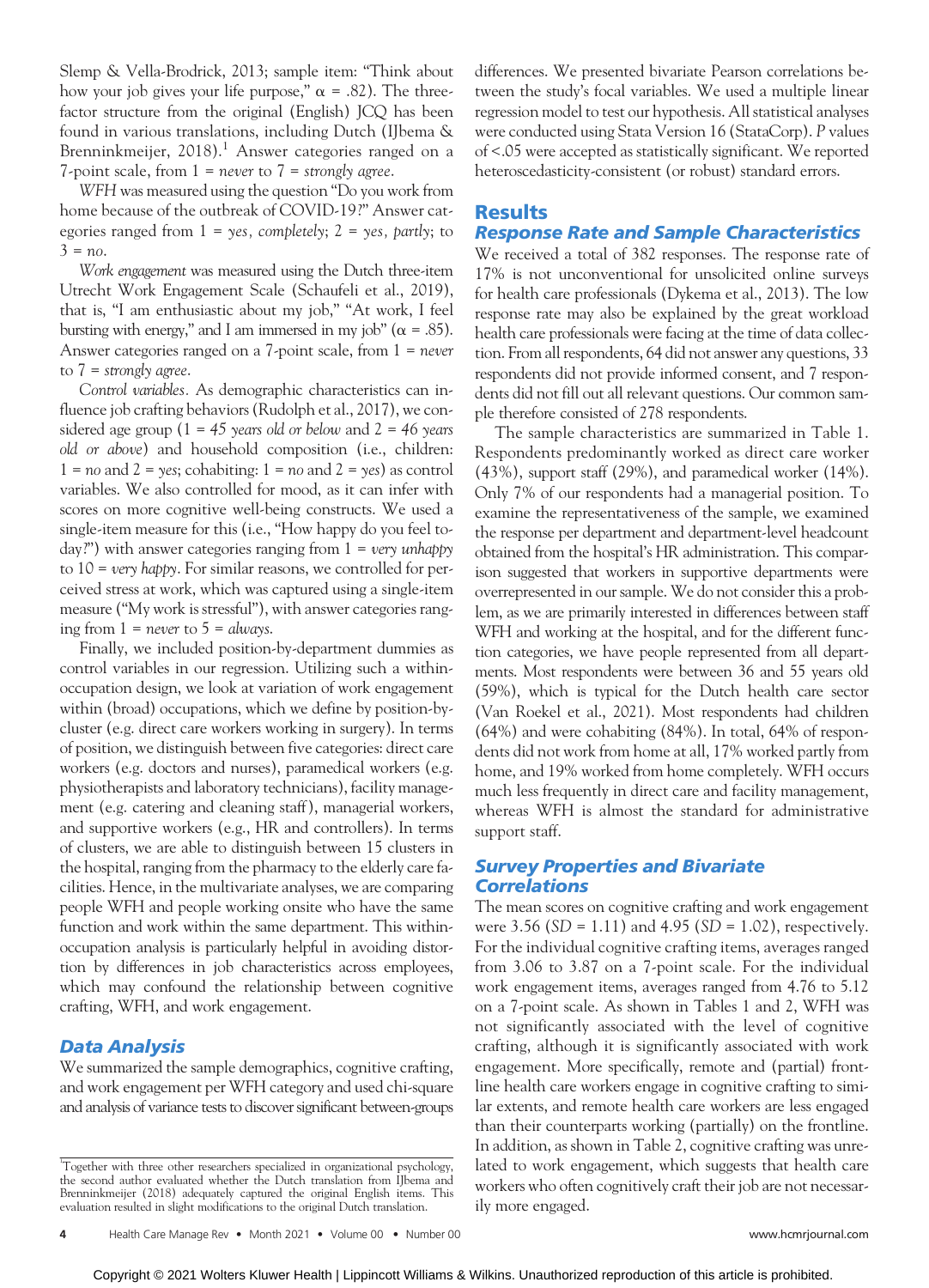Slemp & Vella-Brodrick, 2013; sample item: "Think about how your job gives your life purpose," α = .82). The three-factor structure from the original (English) JCQ has been found in various translations, including Dutch (IJbema & Brenninkmeijer, 2018).[1] Answer categories ranged on a 7-point scale, from 1 = *never* to 7 = *strongly agree*.

*WFH* was measured using the question "Do you work from home because of the outbreak of COVID-19?" Answer categories ranged from 1 = *yes, completely*; 2 = *yes, partly*; to 3 = *no*.

*Work engagement* was measured using the Dutch three-item Utrecht Work Engagement Scale (Schaufeli et al., 2019), that is, "I am enthusiastic about my job," "At work, I feel bursting with energy," and I am immersed in my job" (α = .85). Answer categories ranged on a 7-point scale, from 1 = *never* to 7 = *strongly agree*.

*Control variables*. As demographic characteristics can influence job crafting behaviors (Rudolph et al., 2017), we considered age group (1 = *45 years old or below* and 2 = *46 years old or above*) and household composition (i.e., children: 1 = *no* and 2 = *yes*; cohabiting: 1 = *no* and 2 = *yes*) as control variables. We also controlled for mood, as it can infer with scores on more cognitive well-being constructs. We used a single-item measure for this (i.e., "How happy do you feel today?") with answer categories ranging from 1 = *very unhappy* to 10 = *very happy*. For similar reasons, we controlled for perceived stress at work, which was captured using a single-item measure ("My work is stressful"), with answer categories ranging from 1 = *never* to 5 = *always*.

Finally, we included position-by-department dummies as control variables in our regression. Utilizing such a within-occupation design, we look at variation of work engagement within (broad) occupations, which we define by position-by-cluster (e.g. direct care workers working in surgery). In terms of position, we distinguish between five categories: direct care workers (e.g. doctors and nurses), paramedical workers (e.g. physiotherapists and laboratory technicians), facility management (e.g. catering and cleaning staff), managerial workers, and supportive workers (e.g., HR and controllers). In terms of clusters, we are able to distinguish between 15 clusters in the hospital, ranging from the pharmacy to the elderly care facilities. Hence, in the multivariate analyses, we are comparing people WFH and people working onsite who have the same function and work within the same department. This within-occupation analysis is particularly helpful in avoiding distortion by differences in job characteristics across employees, which may confound the relationship between cognitive crafting, WFH, and work engagement.

### Data Analysis

We summarized the sample demographics, cognitive crafting, and work engagement per WFH category and used chi-square and analysis of variance tests to discover significant between-groups differences. We presented bivariate Pearson correlations between the study's focal variables. We used a multiple linear regression model to test our hypothesis. All statistical analyses were conducted using Stata Version 16 (StataCorp). *P* values of <.05 were accepted as statistically significant. We reported heteroscedasticity-consistent (or robust) standard errors.

## Results

### Response Rate and Sample Characteristics

We received a total of 382 responses. The response rate of 17% is not unconventional for unsolicited online surveys for health care professionals (Dykema et al., 2013). The low response rate may also be explained by the great workload health care professionals were facing at the time of data collection. From all respondents, 64 did not answer any questions, 33 respondents did not provide informed consent, and 7 respondents did not fill out all relevant questions. Our common sample therefore consisted of 278 respondents.

The sample characteristics are summarized in Table 1. Respondents predominantly worked as direct care worker (43%), support staff (29%), and paramedical worker (14%). Only 7% of our respondents had a managerial position. To examine the representativeness of the sample, we examined the response per department and department-level headcount obtained from the hospital's HR administration. This comparison suggested that workers in supportive departments were overrepresented in our sample. We do not consider this a problem, as we are primarily interested in differences between staff WFH and working at the hospital, and for the different function categories, we have people represented from all departments. Most respondents were between 36 and 55 years old (59%), which is typical for the Dutch health care sector (Van Roekel et al., 2021). Most respondents had children (64%) and were cohabiting (84%). In total, 64% of respondents did not work from home at all, 17% worked partly from home, and 19% worked from home completely. WFH occurs much less frequently in direct care and facility management, whereas WFH is almost the standard for administrative support staff.

### Survey Properties and Bivariate Correlations

The mean scores on cognitive crafting and work engagement were 3.56 (*SD* = 1.11) and 4.95 (*SD* = 1.02), respectively. For the individual cognitive crafting items, averages ranged from 3.06 to 3.87 on a 7-point scale. For the individual work engagement items, averages ranged from 4.76 to 5.12 on a 7-point scale. As shown in Tables 1 and 2, WFH was not significantly associated with the level of cognitive crafting, although it is significantly associated with work engagement. More specifically, remote and (partial) frontline health care workers engage in cognitive crafting to similar extents, and remote health care workers are less engaged than their counterparts working (partially) on the frontline. In addition, as shown in Table 2, cognitive crafting was unrelated to work engagement, which suggests that health care workers who often cognitively craft their job are not necessarily more engaged.

[1] Together with three other researchers specialized in organizational psychology, the second author evaluated whether the Dutch translation from IJbema and Brenninkmeijer (2018) adequately captured the original English items. This evaluation resulted in slight modifications to the original Dutch translation.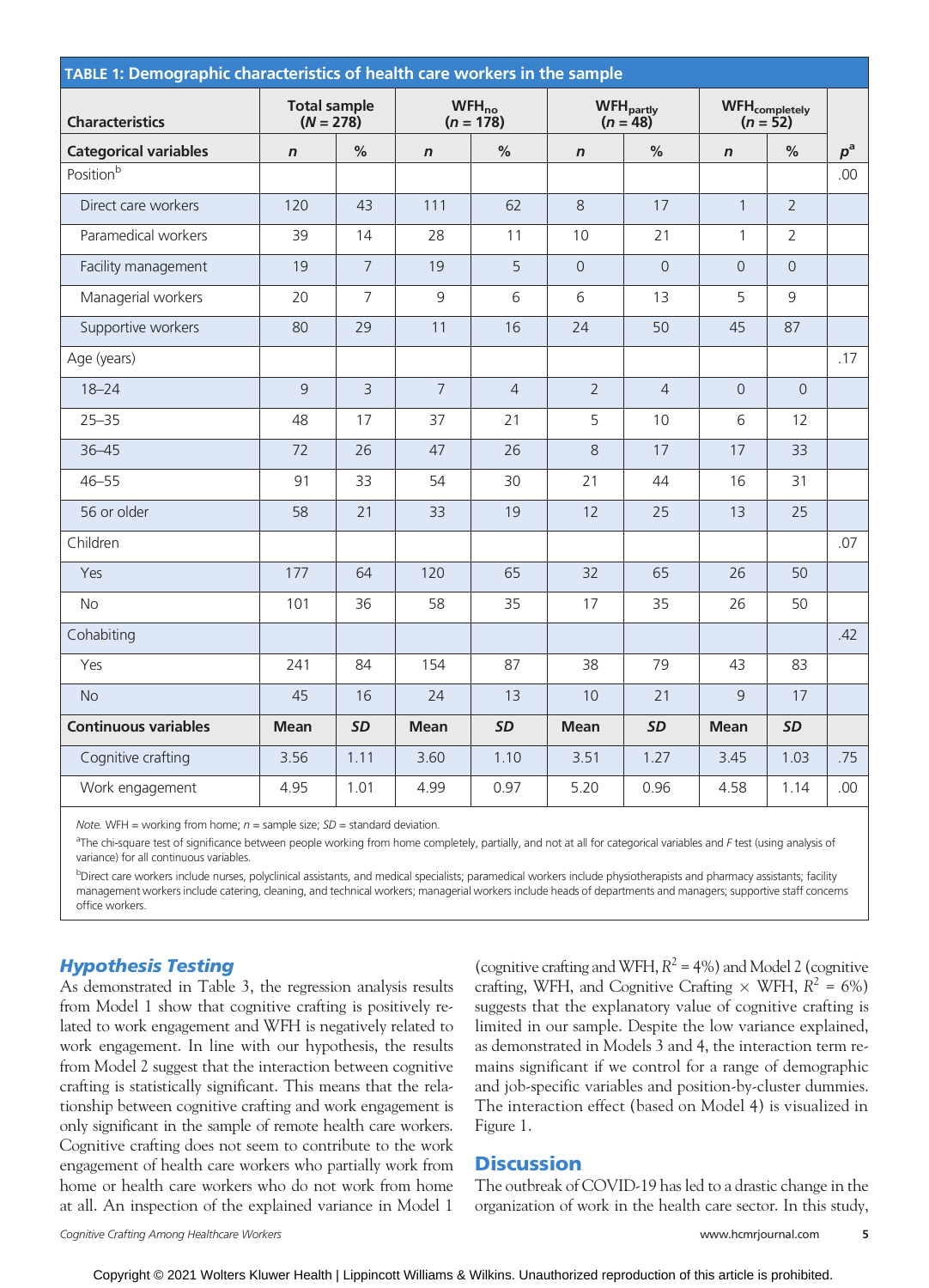**TABLE 1: Demographic characteristics of health care workers in the sample**

| Characteristics | Total sample ($N$ = 278) | | $WFH_{no}$ ($n$ = 178) | | $WFH_{partly}$ ($n$ = 48) | | $WFH_{completely}$ ($n$ = 52) | | |
|---|---|---|---|---|---|---|---|---|---|
| **Categorical variables** | $n$ | % | $n$ | % | $n$ | % | $n$ | % | $p$[a] |
| Position[b] | | | | | | | | | .00 |
| Direct care workers | 120 | 43 | 111 | 62 | 8 | 17 | 1 | 2 | |
| Paramedical workers | 39 | 14 | 28 | 11 | 10 | 21 | 1 | 2 | |
| Facility management | 19 | 7 | 19 | 5 | 0 | 0 | 0 | 0 | |
| Managerial workers | 20 | 7 | 9 | 6 | 6 | 13 | 5 | 9 | |
| Supportive workers | 80 | 29 | 11 | 16 | 24 | 50 | 45 | 87 | |
| Age (years) | | | | | | | | | .17 |
| 18–24 | 9 | 3 | 7 | 4 | 2 | 4 | 0 | 0 | |
| 25–35 | 48 | 17 | 37 | 21 | 5 | 10 | 6 | 12 | |
| 36–45 | 72 | 26 | 47 | 26 | 8 | 17 | 17 | 33 | |
| 46–55 | 91 | 33 | 54 | 30 | 21 | 44 | 16 | 31 | |
| 56 or older | 58 | 21 | 33 | 19 | 12 | 25 | 13 | 25 | |
| Children | | | | | | | | | .07 |
| Yes | 177 | 64 | 120 | 65 | 32 | 65 | 26 | 50 | |
| No | 101 | 36 | 58 | 35 | 17 | 35 | 26 | 50 | |
| Cohabiting | | | | | | | | | .42 |
| Yes | 241 | 84 | 154 | 87 | 38 | 79 | 43 | 83 | |
| No | 45 | 16 | 24 | 13 | 10 | 21 | 9 | 17 | |
| **Continuous variables** | **Mean** | ***SD*** | **Mean** | ***SD*** | **Mean** | ***SD*** | **Mean** | ***SD*** | |
| Cognitive crafting | 3.56 | 1.11 | 3.60 | 1.10 | 3.51 | 1.27 | 3.45 | 1.03 | .75 |
| Work engagement | 4.95 | 1.01 | 4.99 | 0.97 | 5.20 | 0.96 | 4.58 | 1.14 | .00 |

*Note.* WFH = working from home; $n$ = sample size; $SD$ = standard deviation.

[a]The chi-square test of significance between people working from home completely, partially, and not at all for categorical variables and $F$ test (using analysis of variance) for all continuous variables.

[b]Direct care workers include nurses, polyclinical assistants, and medical specialists; paramedical workers include physiotherapists and pharmacy assistants; facility management workers include catering, cleaning, and technical workers; managerial workers include heads of departments and managers; supportive staff concerns office workers.

## Hypothesis Testing

As demonstrated in Table 3, the regression analysis results from Model 1 show that cognitive crafting is positively related to work engagement and WFH is negatively related to work engagement. In line with our hypothesis, the results from Model 2 suggest that the interaction between cognitive crafting is statistically significant. This means that the relationship between cognitive crafting and work engagement is only significant in the sample of remote health care workers. Cognitive crafting does not seem to contribute to the work engagement of health care workers who partially work from home or health care workers who do not work from home at all. An inspection of the explained variance in Model 1 (cognitive crafting and WFH, $R^2$ = 4%) and Model 2 (cognitive crafting, WFH, and Cognitive Crafting × WFH, $R^2$ = 6%) suggests that the explanatory value of cognitive crafting is limited in our sample. Despite the low variance explained, as demonstrated in Models 3 and 4, the interaction term remains significant if we control for a range of demographic and job-specific variables and position-by-cluster dummies. The interaction effect (based on Model 4) is visualized in Figure 1.

## Discussion

The outbreak of COVID-19 has led to a drastic change in the organization of work in the health care sector. In this study,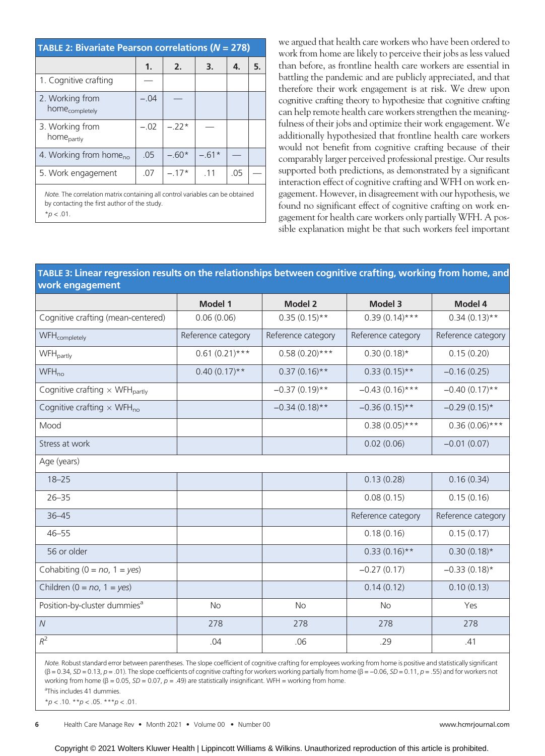**TABLE 2: Bivariate Pearson correlations (*N* = 278)**

| | 1. | 2. | 3. | 4. | 5. |
|---|---|---|---|---|---|
| 1. Cognitive crafting | — | | | | |
| 2. Working from $home_{completely}$ | −.04 | — | | | |
| 3. Working from $home_{partly}$ | −.02 | −.22* | — | | |
| 4. Working from $home_{no}$ | .05 | −.60* | −.61* | — | |
| 5. Work engagement | .07 | −.17* | .11 | .05 | — |

*Note.* The correlation matrix containing all control variables can be obtained by contacting the first author of the study.
*$p < .01$.

we argued that health care workers who have been ordered to work from home are likely to perceive their jobs as less valued than before, as frontline health care workers are essential in battling the pandemic and are publicly appreciated, and that therefore their work engagement is at risk. We drew upon cognitive crafting theory to hypothesize that cognitive crafting can help remote health care workers strengthen the meaningfulness of their jobs and optimize their work engagement. We additionally hypothesized that frontline health care workers would not benefit from cognitive crafting because of their comparably larger perceived professional prestige. Our results supported both predictions, as demonstrated by a significant interaction effect of cognitive crafting and WFH on work engagement. However, in disagreement with our hypothesis, we found no significant effect of cognitive crafting on work engagement for health care workers only partially WFH. A possible explanation might be that such workers feel important

**TABLE 3: Linear regression results on the relationships between cognitive crafting, working from home, and work engagement**

| | Model 1 | Model 2 | Model 3 | Model 4 |
|---|---|---|---|---|
| Cognitive crafting (mean-centered) | 0.06 (0.06) | 0.35 (0.15)** | 0.39 (0.14)*** | 0.34 (0.13)** |
| $WFH_{completely}$ | Reference category | Reference category | Reference category | Reference category |
| $WFH_{partly}$ | 0.61 (0.21)*** | 0.58 (0.20)*** | 0.30 (0.18)* | 0.15 (0.20) |
| $WFH_{no}$ | 0.40 (0.17)** | 0.37 (0.16)** | 0.33 (0.15)** | −0.16 (0.25) |
| Cognitive crafting × $WFH_{partly}$ | | −0.37 (0.19)** | −0.43 (0.16)*** | −0.40 (0.17)** |
| Cognitive crafting × $WFH_{no}$ | | −0.34 (0.18)** | −0.36 (0.15)** | −0.29 (0.15)* |
| Mood | | | 0.38 (0.05)*** | 0.36 (0.06)*** |
| Stress at work | | | 0.02 (0.06) | −0.01 (0.07) |
| Age (years) | | | | |
| 18–25 | | | 0.13 (0.28) | 0.16 (0.34) |
| 26–35 | | | 0.08 (0.15) | 0.15 (0.16) |
| 36–45 | | | Reference category | Reference category |
| 46–55 | | | 0.18 (0.16) | 0.15 (0.17) |
| 56 or older | | | 0.33 (0.16)** | 0.30 (0.18)* |
| Cohabiting (0 = *no*, 1 = *yes*) | | | −0.27 (0.17) | −0.33 (0.18)* |
| Children (0 = *no*, 1 = *yes*) | | | 0.14 (0.12) | 0.10 (0.13) |
| Position-by-cluster dummies[a] | No | No | No | Yes |
| *N* | 278 | 278 | 278 | 278 |
| $R^2$ | .04 | .06 | .29 | .41 |

*Note.* Robust standard error between parentheses. The slope coefficient of cognitive crafting for employees working from home is positive and statistically significant ($\beta = 0.34$, $SD = 0.13$, $p = .01$). The slope coefficients of cognitive crafting for workers working partially from home ($\beta = -0.06$, $SD = 0.11$, $p = .55$) and for workers not working from home ($\beta = 0.05$, $SD = 0.07$, $p = .49$) are statistically insignificant. WFH = working from home.
[a]This includes 41 dummies.
*$p < .10$. **$p < .05$. ***$p < .01$.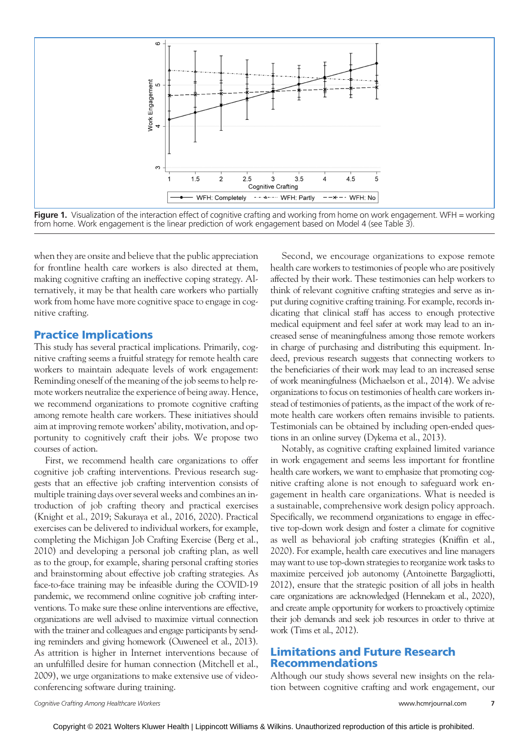Figure 1. Visualization of the interaction effect of cognitive crafting and working from home on work engagement. WFH = working from home. Work engagement is the linear prediction of work engagement based on Model 4 (see Table 3).

when they are onsite and believe that the public appreciation for frontline health care workers is also directed at them, making cognitive crafting an ineffective coping strategy. Alternatively, it may be that health care workers who partially work from home have more cognitive space to engage in cognitive crafting.

## Practice Implications

This study has several practical implications. Primarily, cognitive crafting seems a fruitful strategy for remote health care workers to maintain adequate levels of work engagement: Reminding oneself of the meaning of the job seems to help remote workers neutralize the experience of being away. Hence, we recommend organizations to promote cognitive crafting among remote health care workers. These initiatives should aim at improving remote workers' ability, motivation, and opportunity to cognitively craft their jobs. We propose two courses of action.

First, we recommend health care organizations to offer cognitive job crafting interventions. Previous research suggests that an effective job crafting intervention consists of multiple training days over several weeks and combines an introduction of job crafting theory and practical exercises (Knight et al., 2019; Sakuraya et al., 2016, 2020). Practical exercises can be delivered to individual workers, for example, completing the Michigan Job Crafting Exercise (Berg et al., 2010) and developing a personal job crafting plan, as well as to the group, for example, sharing personal crafting stories and brainstorming about effective job crafting strategies. As face-to-face training may be infeasible during the COVID-19 pandemic, we recommend online cognitive job crafting interventions. To make sure these online interventions are effective, organizations are well advised to maximize virtual connection with the trainer and colleagues and engage participants by sending reminders and giving homework (Ouweneel et al., 2013). As attrition is higher in Internet interventions because of an unfulfilled desire for human connection (Mitchell et al., 2009), we urge organizations to make extensive use of videoconferencing software during training.

Second, we encourage organizations to expose remote health care workers to testimonies of people who are positively affected by their work. These testimonies can help workers to think of relevant cognitive crafting strategies and serve as input during cognitive crafting training. For example, records indicating that clinical staff has access to enough protective medical equipment and feel safer at work may lead to an increased sense of meaningfulness among those remote workers in charge of purchasing and distributing this equipment. Indeed, previous research suggests that connecting workers to the beneficiaries of their work may lead to an increased sense of work meaningfulness (Michaelson et al., 2014). We advise organizations to focus on testimonies of health care workers instead of testimonies of patients, as the impact of the work of remote health care workers often remains invisible to patients. Testimonials can be obtained by including open-ended questions in an online survey (Dykema et al., 2013).

Notably, as cognitive crafting explained limited variance in work engagement and seems less important for frontline health care workers, we want to emphasize that promoting cognitive crafting alone is not enough to safeguard work engagement in health care organizations. What is needed is a sustainable, comprehensive work design policy approach. Specifically, we recommend organizations to engage in effective top-down work design and foster a climate for cognitive as well as behavioral job crafting strategies (Kniffin et al., 2020). For example, health care executives and line managers may want to use top-down strategies to reorganize work tasks to maximize perceived job autonomy (Antoinette Bargagliotti, 2012), ensure that the strategic position of all jobs in health care organizations are acknowledged (Hennekam et al., 2020), and create ample opportunity for workers to proactively optimize their job demands and seek job resources in order to thrive at work (Tims et al., 2012).

## Limitations and Future Research Recommendations

Although our study shows several new insights on the relation between cognitive crafting and work engagement, our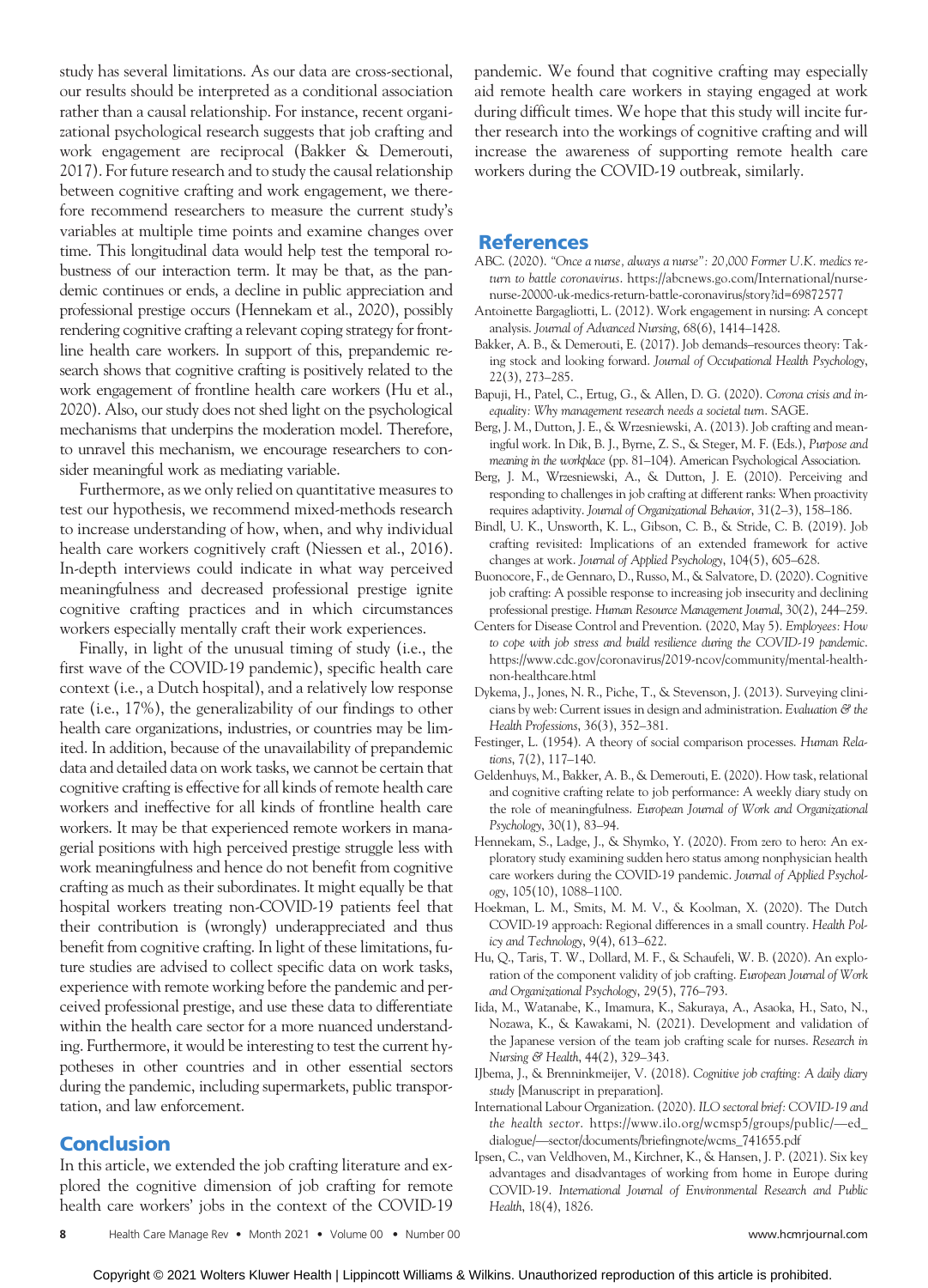study has several limitations. As our data are cross-sectional, our results should be interpreted as a conditional association rather than a causal relationship. For instance, recent organizational psychological research suggests that job crafting and work engagement are reciprocal (Bakker & Demerouti, 2017). For future research and to study the causal relationship between cognitive crafting and work engagement, we therefore recommend researchers to measure the current study's variables at multiple time points and examine changes over time. This longitudinal data would help test the temporal robustness of our interaction term. It may be that, as the pandemic continues or ends, a decline in public appreciation and professional prestige occurs (Hennekam et al., 2020), possibly rendering cognitive crafting a relevant coping strategy for frontline health care workers. In support of this, prepandemic research shows that cognitive crafting is positively related to the work engagement of frontline health care workers (Hu et al., 2020). Also, our study does not shed light on the psychological mechanisms that underpins the moderation model. Therefore, to unravel this mechanism, we encourage researchers to consider meaningful work as mediating variable.

Furthermore, as we only relied on quantitative measures to test our hypothesis, we recommend mixed-methods research to increase understanding of how, when, and why individual health care workers cognitively craft (Niessen et al., 2016). In-depth interviews could indicate in what way perceived meaningfulness and decreased professional prestige ignite cognitive crafting practices and in which circumstances workers especially mentally craft their work experiences.

Finally, in light of the unusual timing of study (i.e., the first wave of the COVID-19 pandemic), specific health care context (i.e., a Dutch hospital), and a relatively low response rate (i.e., 17%), the generalizability of our findings to other health care organizations, industries, or countries may be limited. In addition, because of the unavailability of prepandemic data and detailed data on work tasks, we cannot be certain that cognitive crafting is effective for all kinds of remote health care workers and ineffective for all kinds of frontline health care workers. It may be that experienced remote workers in managerial positions with high perceived prestige struggle less with work meaningfulness and hence do not benefit from cognitive crafting as much as their subordinates. It might equally be that hospital workers treating non-COVID-19 patients feel that their contribution is (wrongly) underappreciated and thus benefit from cognitive crafting. In light of these limitations, future studies are advised to collect specific data on work tasks, experience with remote working before the pandemic and perceived professional prestige, and use these data to differentiate within the health care sector for a more nuanced understanding. Furthermore, it would be interesting to test the current hypotheses in other countries and in other essential sectors during the pandemic, including supermarkets, public transportation, and law enforcement.

## Conclusion

In this article, we extended the job crafting literature and explored the cognitive dimension of job crafting for remote health care workers' jobs in the context of the COVID-19 pandemic. We found that cognitive crafting may especially aid remote health care workers in staying engaged at work during difficult times. We hope that this study will incite further research into the workings of cognitive crafting and will increase the awareness of supporting remote health care workers during the COVID-19 outbreak, similarly.

## References

ABC. (2020). *"Once a nurse, always a nurse": 20,000 Former U.K. medics return to battle coronavirus*. https://abcnews.go.com/International/nurse-nurse-20000-uk-medics-return-battle-coronavirus/story?id=69872577

Antoinette Bargagliotti, L. (2012). Work engagement in nursing: A concept analysis. *Journal of Advanced Nursing*, 68(6), 1414–1428.

Bakker, A. B., & Demerouti, E. (2017). Job demands–resources theory: Taking stock and looking forward. *Journal of Occupational Health Psychology*, 22(3), 273–285.

Bapuji, H., Patel, C., Ertug, G., & Allen, D. G. (2020). *Corona crisis and inequality: Why management research needs a societal turn*. SAGE.

Berg, J. M., Dutton, J. E., & Wrzesniewski, A. (2013). Job crafting and meaningful work. In Dik, B. J., Byrne, Z. S., & Steger, M. F. (Eds.), *Purpose and meaning in the workplace* (pp. 81–104). American Psychological Association.

Berg, J. M., Wrzesniewski, A., & Dutton, J. E. (2010). Perceiving and responding to challenges in job crafting at different ranks: When proactivity requires adaptivity. *Journal of Organizational Behavior*, 31(2–3), 158–186.

Bindl, U. K., Unsworth, K. L., Gibson, C. B., & Stride, C. B. (2019). Job crafting revisited: Implications of an extended framework for active changes at work. *Journal of Applied Psychology*, 104(5), 605–628.

Buonocore, F., de Gennaro, D., Russo, M., & Salvatore, D. (2020). Cognitive job crafting: A possible response to increasing job insecurity and declining professional prestige. *Human Resource Management Journal*, 30(2), 244–259.

Centers for Disease Control and Prevention. (2020, May 5). *Employees: How to cope with job stress and build resilience during the COVID-19 pandemic*. https://www.cdc.gov/coronavirus/2019-ncov/community/mental-health-non-healthcare.html

Dykema, J., Jones, N. R., Piche, T., & Stevenson, J. (2013). Surveying clinicians by web: Current issues in design and administration. *Evaluation & the Health Professions*, 36(3), 352–381.

Festinger, L. (1954). A theory of social comparison processes. *Human Relations*, 7(2), 117–140.

Geldenhuys, M., Bakker, A. B., & Demerouti, E. (2020). How task, relational and cognitive crafting relate to job performance: A weekly diary study on the role of meaningfulness. *European Journal of Work and Organizational Psychology*, 30(1), 83–94.

Hennekam, S., Ladge, J., & Shymko, Y. (2020). From zero to hero: An exploratory study examining sudden hero status among nonphysician health care workers during the COVID-19 pandemic. *Journal of Applied Psychology*, 105(10), 1088–1100.

Hoekman, L. M., Smits, M. M. V., & Koolman, X. (2020). The Dutch COVID-19 approach: Regional differences in a small country. *Health Policy and Technology*, 9(4), 613–622.

Hu, Q., Taris, T. W., Dollard, M. F., & Schaufeli, W. B. (2020). An exploration of the component validity of job crafting. *European Journal of Work and Organizational Psychology*, 29(5), 776–793.

Iida, M., Watanabe, K., Imamura, K., Sakuraya, A., Asaoka, H., Sato, N., Nozawa, K., & Kawakami, N. (2021). Development and validation of the Japanese version of the team job crafting scale for nurses. *Research in Nursing & Health*, 44(2), 329–343.

IJbema, J., & Brenninkmeijer, V. (2018). *Cognitive job crafting: A daily diary study* [Manuscript in preparation].

International Labour Organization. (2020). *ILO sectoral brief: COVID-19 and the health sector*. https://www.ilo.org/wcmsp5/groups/public/—ed_dialogue/—sector/documents/briefingnote/wcms_741655.pdf

Ipsen, C., van Veldhoven, M., Kirchner, K., & Hansen, J. P. (2021). Six key advantages and disadvantages of working from home in Europe during COVID-19. *International Journal of Environmental Research and Public Health*, 18(4), 1826.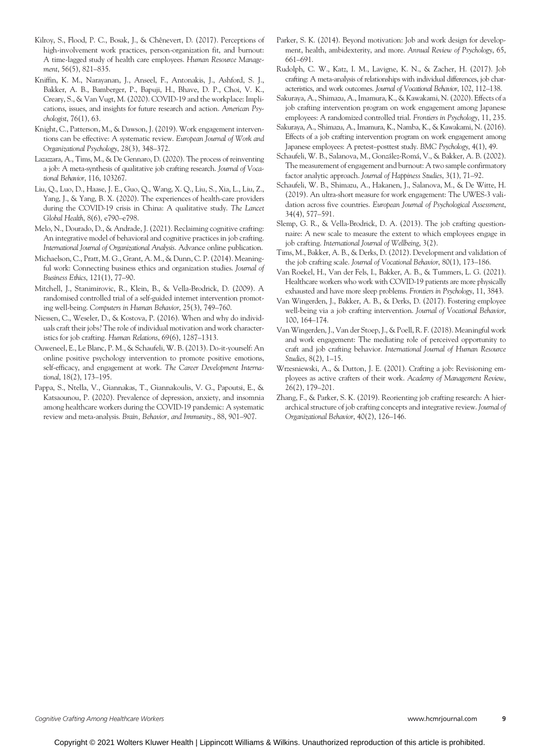Kilroy, S., Flood, P. C., Bosak, J., & Chênevert, D. (2017). Perceptions of high-involvement work practices, person-organization fit, and burnout: A time-lagged study of health care employees. *Human Resource Management*, 56(5), 821–835.

Kniffin, K. M., Narayanan, J., Anseel, F., Antonakis, J., Ashford, S. J., Bakker, A. B., Bamberger, P., Bapuji, H., Bhave, D. P., Choi, V. K., Creary, S., & Van Vugt, M. (2020). COVID-19 and the workplace: Implications, issues, and insights for future research and action. *American Psychologist*, 76(1), 63.

Knight, C., Patterson, M., & Dawson, J. (2019). Work engagement interventions can be effective: A systematic review. *European Journal of Work and Organizational Psychology*, 28(3), 348–372.

Lazazzara, A., Tims, M., & De Gennaro, D. (2020). The process of reinventing a job: A meta-synthesis of qualitative job crafting research. *Journal of Vocational Behavior*, 116, 103267.

Liu, Q., Luo, D., Haase, J. E., Guo, Q., Wang, X. Q., Liu, S., Xia, L., Liu, Z., Yang, J., & Yang, B. X. (2020). The experiences of health-care providers during the COVID-19 crisis in China: A qualitative study. *The Lancet Global Health*, 8(6), e790–e798.

Melo, N., Dourado, D., & Andrade, J. (2021). Reclaiming cognitive crafting: An integrative model of behavioral and cognitive practices in job crafting. *International Journal of Organizational Analysis*. Advance online publication.

Michaelson, C., Pratt, M. G., Grant, A. M., & Dunn, C. P. (2014). Meaningful work: Connecting business ethics and organization studies. *Journal of Business Ethics*, 121(1), 77–90.

Mitchell, J., Stanimirovic, R., Klein, B., & Vella-Brodrick, D. (2009). A randomised controlled trial of a self-guided internet intervention promoting well-being. *Computers in Human Behavior*, 25(3), 749–760.

Niessen, C., Weseler, D., & Kostova, P. (2016). When and why do individuals craft their jobs? The role of individual motivation and work characteristics for job crafting. *Human Relations*, 69(6), 1287–1313.

Ouweneel, E., Le Blanc, P. M., & Schaufeli, W. B. (2013). Do-it-yourself: An online positive psychology intervention to promote positive emotions, self-efficacy, and engagement at work. *The Career Development International*, 18(2), 173–195.

Pappa, S., Ntella, V., Giannakas, T., Giannakoulis, V. G., Papoutsi, E., & Katsaounou, P. (2020). Prevalence of depression, anxiety, and insomnia among healthcare workers during the COVID-19 pandemic: A systematic review and meta-analysis. *Brain, Behavior, and Immunity*., 88, 901–907.

Parker, S. K. (2014). Beyond motivation: Job and work design for development, health, ambidexterity, and more. *Annual Review of Psychology*, 65, 661–691.

Rudolph, C. W., Katz, I. M., Lavigne, K. N., & Zacher, H. (2017). Job crafting: A meta-analysis of relationships with individual differences, job characteristics, and work outcomes. *Journal of Vocational Behavior*, 102, 112–138.

Sakuraya, A., Shimazu, A., Imamura, K., & Kawakami, N. (2020). Effects of a job crafting intervention program on work engagement among Japanese employees: A randomized controlled trial. *Frontiers in Psychology*, 11, 235.

Sakuraya, A., Shimazu, A., Imamura, K., Namba, K., & Kawakami, N. (2016). Effects of a job crafting intervention program on work engagement among Japanese employees: A pretest–posttest study. *BMC Psychology*, 4(1), 49.

Schaufeli, W. B., Salanova, M., González-Romá, V., & Bakker, A. B. (2002). The measurement of engagement and burnout: A two sample confirmatory factor analytic approach. *Journal of Happiness Studies*, 3(1), 71–92.

Schaufeli, W. B., Shimazu, A., Hakanen, J., Salanova, M., & De Witte, H. (2019). An ultra-short measure for work engagement: The UWES-3 validation across five countries. *European Journal of Psychological Assessment*, 34(4), 577–591.

Slemp, G. R., & Vella-Brodrick, D. A. (2013). The job crafting questionnaire: A new scale to measure the extent to which employees engage in job crafting. *International Journal of Wellbeing*, 3(2).

Tims, M., Bakker, A. B., & Derks, D. (2012). Development and validation of the job crafting scale. *Journal of Vocational Behavior*, 80(1), 173–186.

Van Roekel, H., Van der Fels, I., Bakker, A. B., & Tummers, L. G. (2021). Healthcare workers who work with COVID-19 patients are more physically exhausted and have more sleep problems. *Frontiers in Psychology*, 11, 3843.

Van Wingerden, J., Bakker, A. B., & Derks, D. (2017). Fostering employee well-being via a job crafting intervention. *Journal of Vocational Behavior*, 100, 164–174.

Van Wingerden, J., Van der Stoep, J., & Poell, R. F. (2018). Meaningful work and work engagement: The mediating role of perceived opportunity to craft and job crafting behavior. *International Journal of Human Resource Studies*, 8(2), 1–15.

Wrzesniewski, A., & Dutton, J. E. (2001). Crafting a job: Revisioning employees as active crafters of their work. *Academy of Management Review*, 26(2), 179–201.

Zhang, F., & Parker, S. K. (2019). Reorienting job crafting research: A hierarchical structure of job crafting concepts and integrative review. *Journal of Organizational Behavior*, 40(2), 126–146.